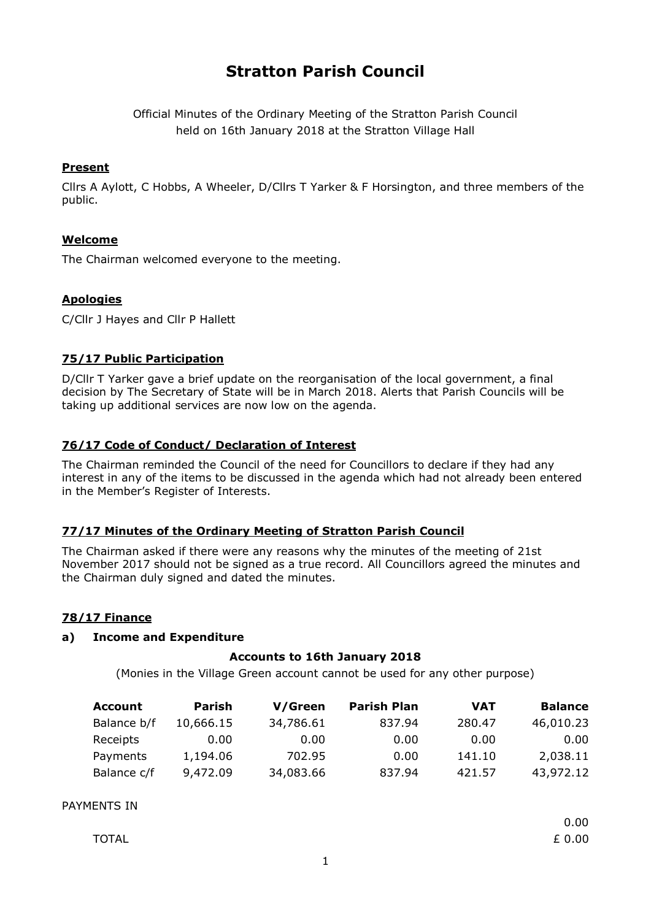# Stratton Parish Council

Official Minutes of the Ordinary Meeting of the Stratton Parish Council held on 16th January 2018 at the Stratton Village Hall

## Present

Cllrs A Aylott, C Hobbs, A Wheeler, D/Cllrs T Yarker & F Horsington, and three members of the public.

## Welcome

The Chairman welcomed everyone to the meeting.

## Apologies

C/Cllr J Hayes and Cllr P Hallett

## 75/17 Public Participation

D/Cllr T Yarker gave a brief update on the reorganisation of the local government, a final decision by The Secretary of State will be in March 2018. Alerts that Parish Councils will be taking up additional services are now low on the agenda.

## 76/17 Code of Conduct/ Declaration of Interest

The Chairman reminded the Council of the need for Councillors to declare if they had any interest in any of the items to be discussed in the agenda which had not already been entered in the Member's Register of Interests.

## 77/17 Minutes of the Ordinary Meeting of Stratton Parish Council

The Chairman asked if there were any reasons why the minutes of the meeting of 21st November 2017 should not be signed as a true record. All Councillors agreed the minutes and the Chairman duly signed and dated the minutes.

## 78/17 Finance

### a) Income and Expenditure

**Accounts to 16th January 2018**

(Monies in the Village Green account cannot be used for any other purpose)

| Account | Parish | V/Green | Parish Plan | VAT | Balance |
|---|---|---|---|---|---|
| Balance b/f | 10,666.15 | 34,786.61 | 837.94 | 280.47 | 46,010.23 |
| Receipts | 0.00 | 0.00 | 0.00 | 0.00 | 0.00 |
| Payments | 1,194.06 | 702.95 | 0.00 | 141.10 | 2,038.11 |
| Balance c/f | 9,472.09 | 34,083.66 | 837.94 | 421.57 | 43,972.12 |

PAYMENTS IN

| | |
|---|---|
| | 0.00 |
| TOTAL | £ 0.00 |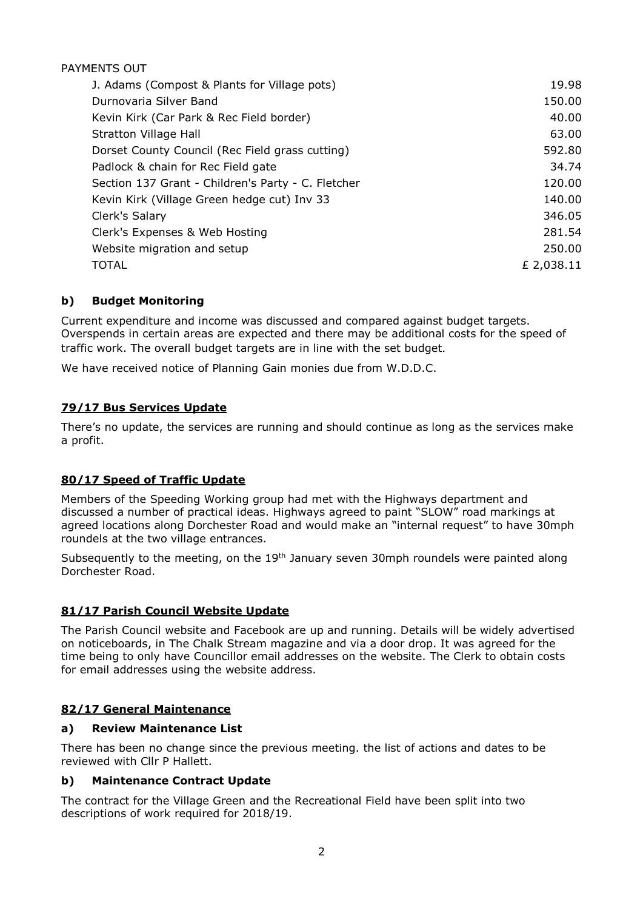PAYMENTS OUT

| | |
|---|---|
| J. Adams (Compost & Plants for Village pots) | 19.98 |
| Durnovaria Silver Band | 150.00 |
| Kevin Kirk (Car Park & Rec Field border) | 40.00 |
| Stratton Village Hall | 63.00 |
| Dorset County Council (Rec Field grass cutting) | 592.80 |
| Padlock & chain for Rec Field gate | 34.74 |
| Section 137 Grant - Children's Party - C. Fletcher | 120.00 |
| Kevin Kirk (Village Green hedge cut) Inv 33 | 140.00 |
| Clerk's Salary | 346.05 |
| Clerk's Expenses & Web Hosting | 281.54 |
| Website migration and setup | 250.00 |
| TOTAL | £ 2,038.11 |

### b) Budget Monitoring

Current expenditure and income was discussed and compared against budget targets. Overspends in certain areas are expected and there may be additional costs for the speed of traffic work. The overall budget targets are in line with the set budget.

We have received notice of Planning Gain monies due from W.D.D.C.

## 79/17 Bus Services Update

There's no update, the services are running and should continue as long as the services make a profit.

## 80/17 Speed of Traffic Update

Members of the Speeding Working group had met with the Highways department and discussed a number of practical ideas. Highways agreed to paint "SLOW" road markings at agreed locations along Dorchester Road and would make an "internal request" to have 30mph roundels at the two village entrances.

Subsequently to the meeting, on the 19th January seven 30mph roundels were painted along Dorchester Road.

## 81/17 Parish Council Website Update

The Parish Council website and Facebook are up and running. Details will be widely advertised on noticeboards, in The Chalk Stream magazine and via a door drop. It was agreed for the time being to only have Councillor email addresses on the website. The Clerk to obtain costs for email addresses using the website address.

## 82/17 General Maintenance

### a) Review Maintenance List

There has been no change since the previous meeting. the list of actions and dates to be reviewed with Cllr P Hallett.

### b) Maintenance Contract Update

The contract for the Village Green and the Recreational Field have been split into two descriptions of work required for 2018/19.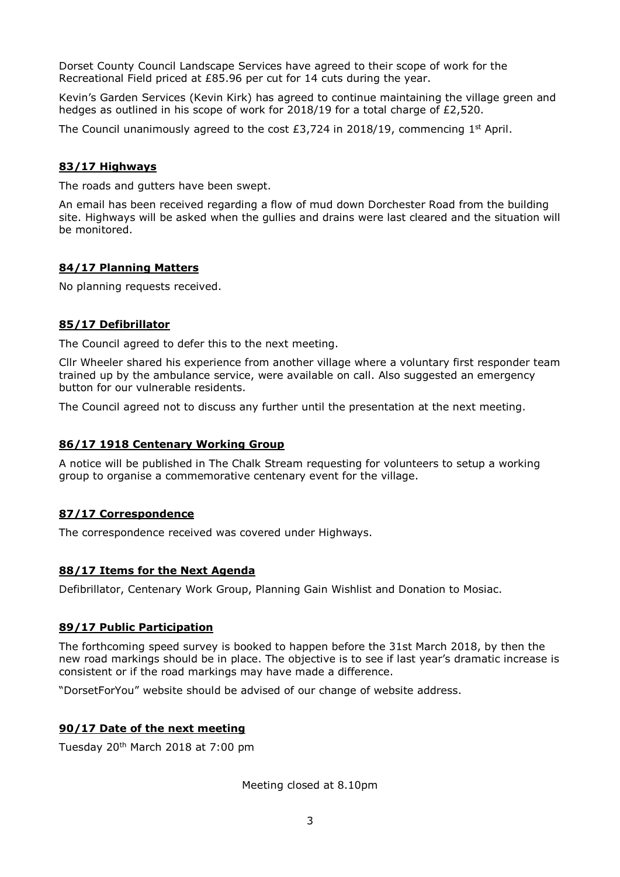Dorset County Council Landscape Services have agreed to their scope of work for the Recreational Field priced at £85.96 per cut for 14 cuts during the year.

Kevin's Garden Services (Kevin Kirk) has agreed to continue maintaining the village green and hedges as outlined in his scope of work for 2018/19 for a total charge of £2,520.

The Council unanimously agreed to the cost £3,724 in 2018/19, commencing 1st April.

## 83/17 Highways

The roads and gutters have been swept.

An email has been received regarding a flow of mud down Dorchester Road from the building site. Highways will be asked when the gullies and drains were last cleared and the situation will be monitored.

## 84/17 Planning Matters

No planning requests received.

## 85/17 Defibrillator

The Council agreed to defer this to the next meeting.

Cllr Wheeler shared his experience from another village where a voluntary first responder team trained up by the ambulance service, were available on call. Also suggested an emergency button for our vulnerable residents.

The Council agreed not to discuss any further until the presentation at the next meeting.

## 86/17 1918 Centenary Working Group

A notice will be published in The Chalk Stream requesting for volunteers to setup a working group to organise a commemorative centenary event for the village.

## 87/17 Correspondence

The correspondence received was covered under Highways.

## 88/17 Items for the Next Agenda

Defibrillator, Centenary Work Group, Planning Gain Wishlist and Donation to Mosiac.

## 89/17 Public Participation

The forthcoming speed survey is booked to happen before the 31st March 2018, by then the new road markings should be in place. The objective is to see if last year's dramatic increase is consistent or if the road markings may have made a difference.

"DorsetForYou" website should be advised of our change of website address.

## 90/17 Date of the next meeting

Tuesday 20th March 2018 at 7:00 pm

Meeting closed at 8.10pm